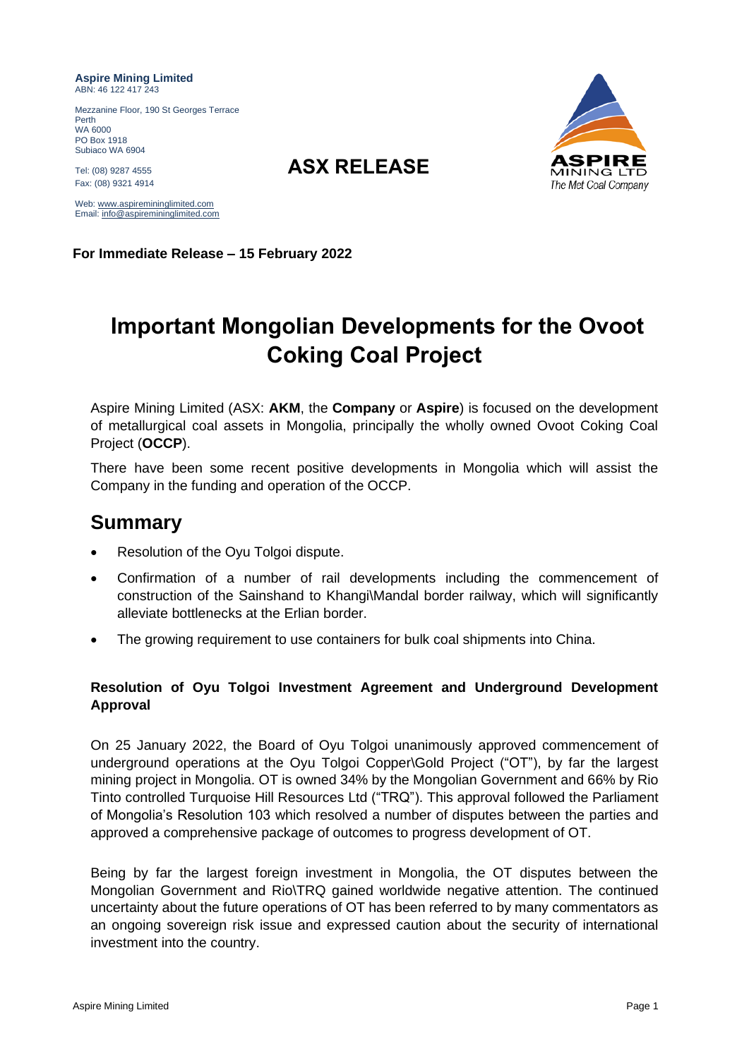**Aspire Mining Limited**
ABN: 46 122 417 243

Mezzanine Floor, 190 St Georges Terrace
Perth
WA 6000
PO Box 1918
Subiaco WA 6904

Tel: (08) 9287 4555
Fax: (08) 9321 4914

Web: www.aspiremininglimited.com
Email: info@aspiremininglimited.com

**ASX RELEASE**

**For Immediate Release – 15 February 2022**

# Important Mongolian Developments for the Ovoot Coking Coal Project

Aspire Mining Limited (ASX: **AKM**, the **Company** or **Aspire**) is focused on the development of metallurgical coal assets in Mongolia, principally the wholly owned Ovoot Coking Coal Project (**OCCP**).

There have been some recent positive developments in Mongolia which will assist the Company in the funding and operation of the OCCP.

## Summary

- Resolution of the Oyu Tolgoi dispute.
- Confirmation of a number of rail developments including the commencement of construction of the Sainshand to Khangi\Mandal border railway, which will significantly alleviate bottlenecks at the Erlian border.
- The growing requirement to use containers for bulk coal shipments into China.

### Resolution of Oyu Tolgoi Investment Agreement and Underground Development Approval

On 25 January 2022, the Board of Oyu Tolgoi unanimously approved commencement of underground operations at the Oyu Tolgoi Copper\Gold Project ("OT"), by far the largest mining project in Mongolia. OT is owned 34% by the Mongolian Government and 66% by Rio Tinto controlled Turquoise Hill Resources Ltd ("TRQ"). This approval followed the Parliament of Mongolia's Resolution 103 which resolved a number of disputes between the parties and approved a comprehensive package of outcomes to progress development of OT.

Being by far the largest foreign investment in Mongolia, the OT disputes between the Mongolian Government and Rio\TRQ gained worldwide negative attention. The continued uncertainty about the future operations of OT has been referred to by many commentators as an ongoing sovereign risk issue and expressed caution about the security of international investment into the country.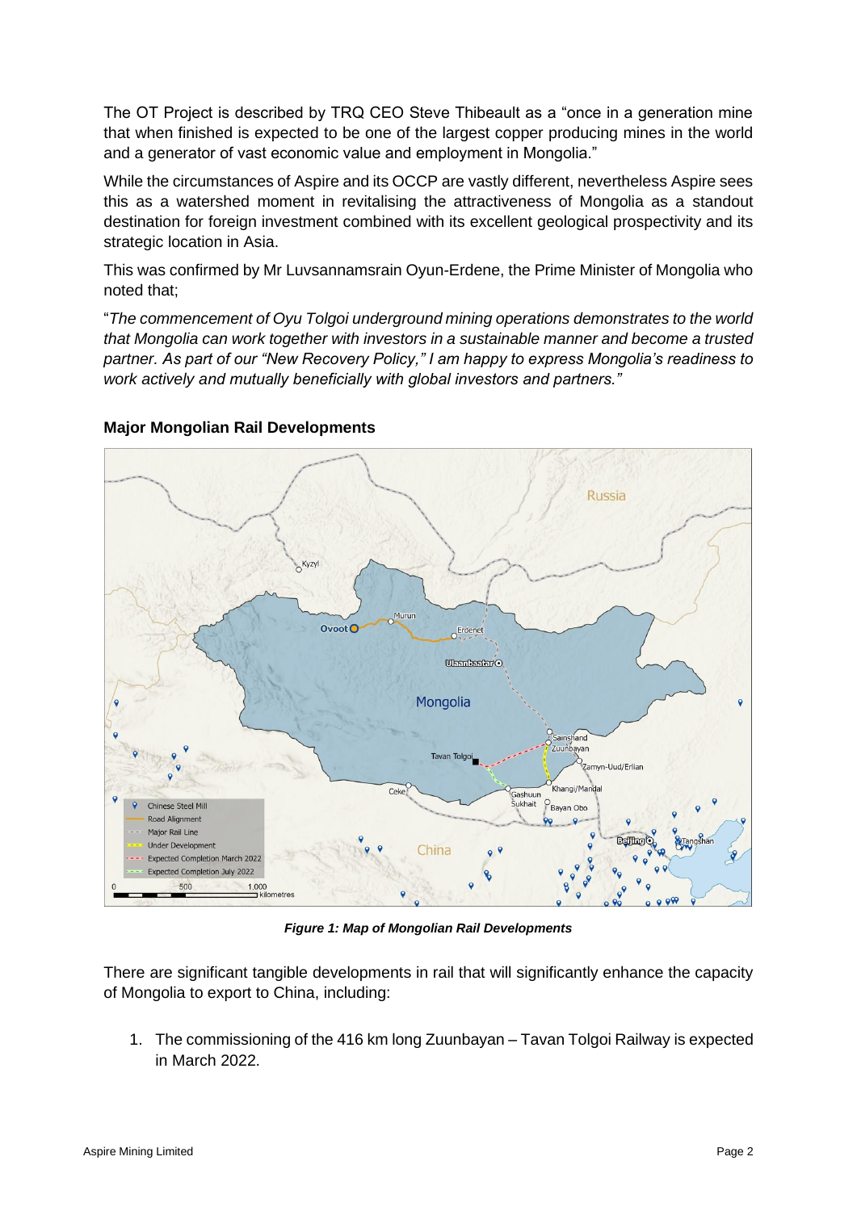The OT Project is described by TRQ CEO Steve Thibeault as a "once in a generation mine that when finished is expected to be one of the largest copper producing mines in the world and a generator of vast economic value and employment in Mongolia."

While the circumstances of Aspire and its OCCP are vastly different, nevertheless Aspire sees this as a watershed moment in revitalising the attractiveness of Mongolia as a standout destination for foreign investment combined with its excellent geological prospectivity and its strategic location in Asia.

This was confirmed by Mr Luvsannamsrain Oyun-Erdene, the Prime Minister of Mongolia who noted that;

"*The commencement of Oyu Tolgoi underground mining operations demonstrates to the world that Mongolia can work together with investors in a sustainable manner and become a trusted partner. As part of our "New Recovery Policy," I am happy to express Mongolia's readiness to work actively and mutually beneficially with global investors and partners.*"

**Major Mongolian Rail Developments**

***Figure 1: Map of Mongolian Rail Developments***

There are significant tangible developments in rail that will significantly enhance the capacity of Mongolia to export to China, including:

1. The commissioning of the 416 km long Zuunbayan – Tavan Tolgoi Railway is expected in March 2022.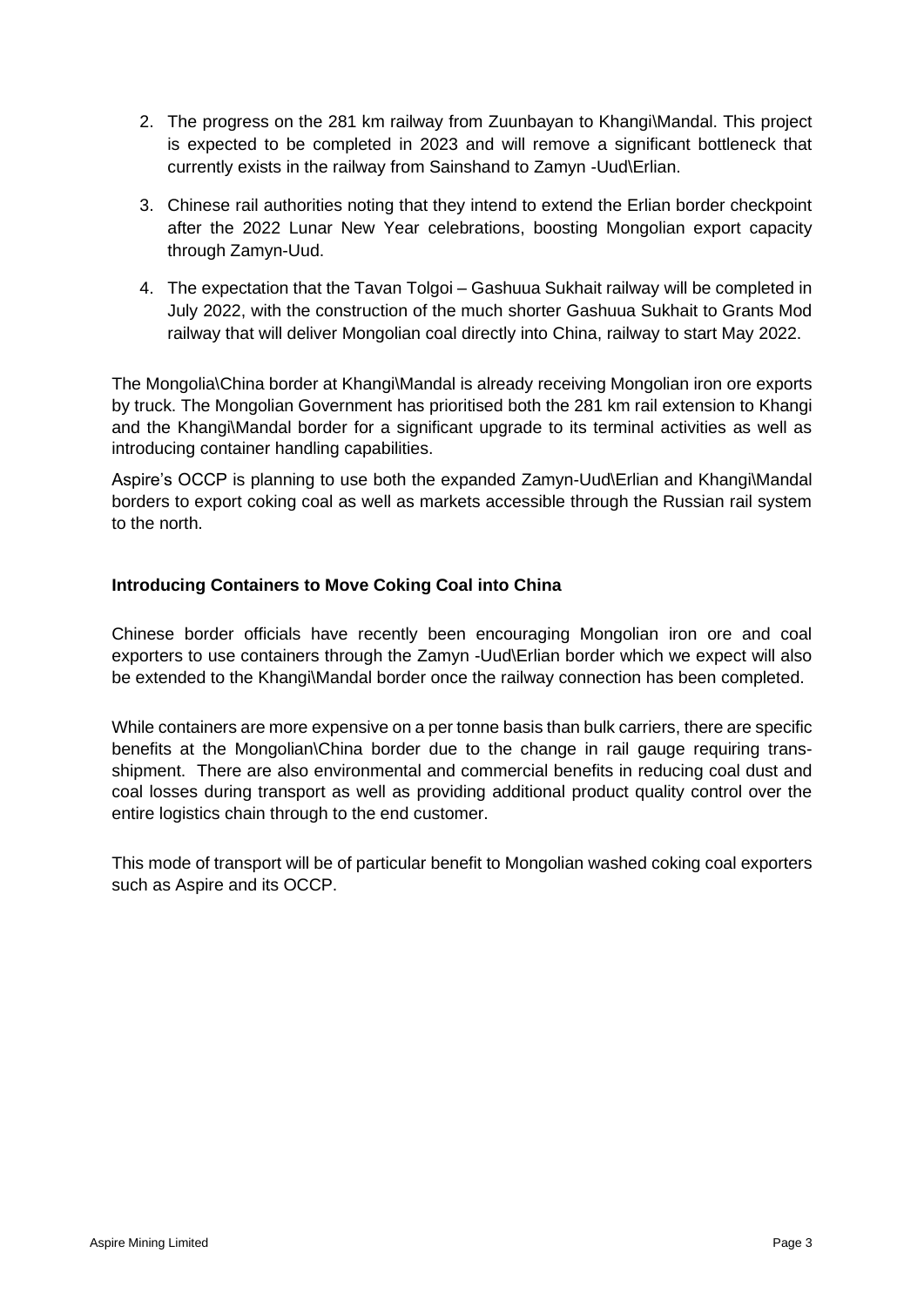2. The progress on the 281 km railway from Zuunbayan to Khangi\Mandal. This project is expected to be completed in 2023 and will remove a significant bottleneck that currently exists in the railway from Sainshand to Zamyn -Uud\Erlian.
3. Chinese rail authorities noting that they intend to extend the Erlian border checkpoint after the 2022 Lunar New Year celebrations, boosting Mongolian export capacity through Zamyn-Uud.
4. The expectation that the Tavan Tolgoi – Gashuua Sukhait railway will be completed in July 2022, with the construction of the much shorter Gashuua Sukhait to Grants Mod railway that will deliver Mongolian coal directly into China, railway to start May 2022.

The Mongolia\China border at Khangi\Mandal is already receiving Mongolian iron ore exports by truck. The Mongolian Government has prioritised both the 281 km rail extension to Khangi and the Khangi\Mandal border for a significant upgrade to its terminal activities as well as introducing container handling capabilities.

Aspire's OCCP is planning to use both the expanded Zamyn-Uud\Erlian and Khangi\Mandal borders to export coking coal as well as markets accessible through the Russian rail system to the north.

**Introducing Containers to Move Coking Coal into China**

Chinese border officials have recently been encouraging Mongolian iron ore and coal exporters to use containers through the Zamyn -Uud\Erlian border which we expect will also be extended to the Khangi\Mandal border once the railway connection has been completed.

While containers are more expensive on a per tonne basis than bulk carriers, there are specific benefits at the Mongolian\China border due to the change in rail gauge requiring trans-shipment. There are also environmental and commercial benefits in reducing coal dust and coal losses during transport as well as providing additional product quality control over the entire logistics chain through to the end customer.

This mode of transport will be of particular benefit to Mongolian washed coking coal exporters such as Aspire and its OCCP.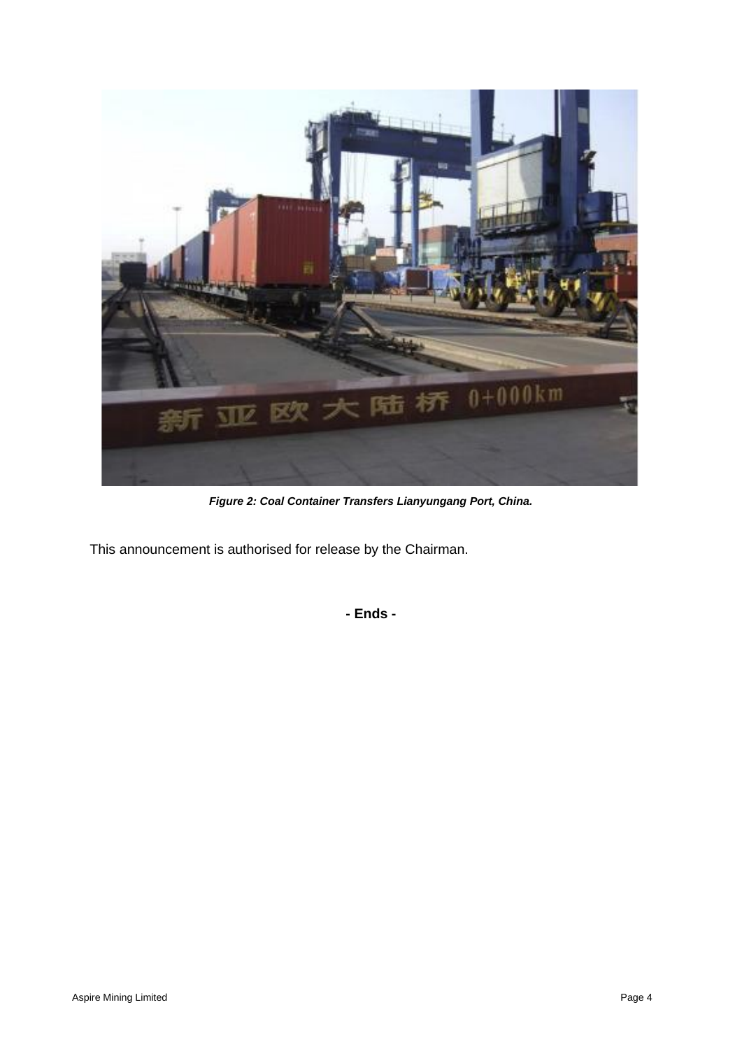*Figure 2: Coal Container Transfers Lianyungang Port, China.*

This announcement is authorised for release by the Chairman.

**- Ends -**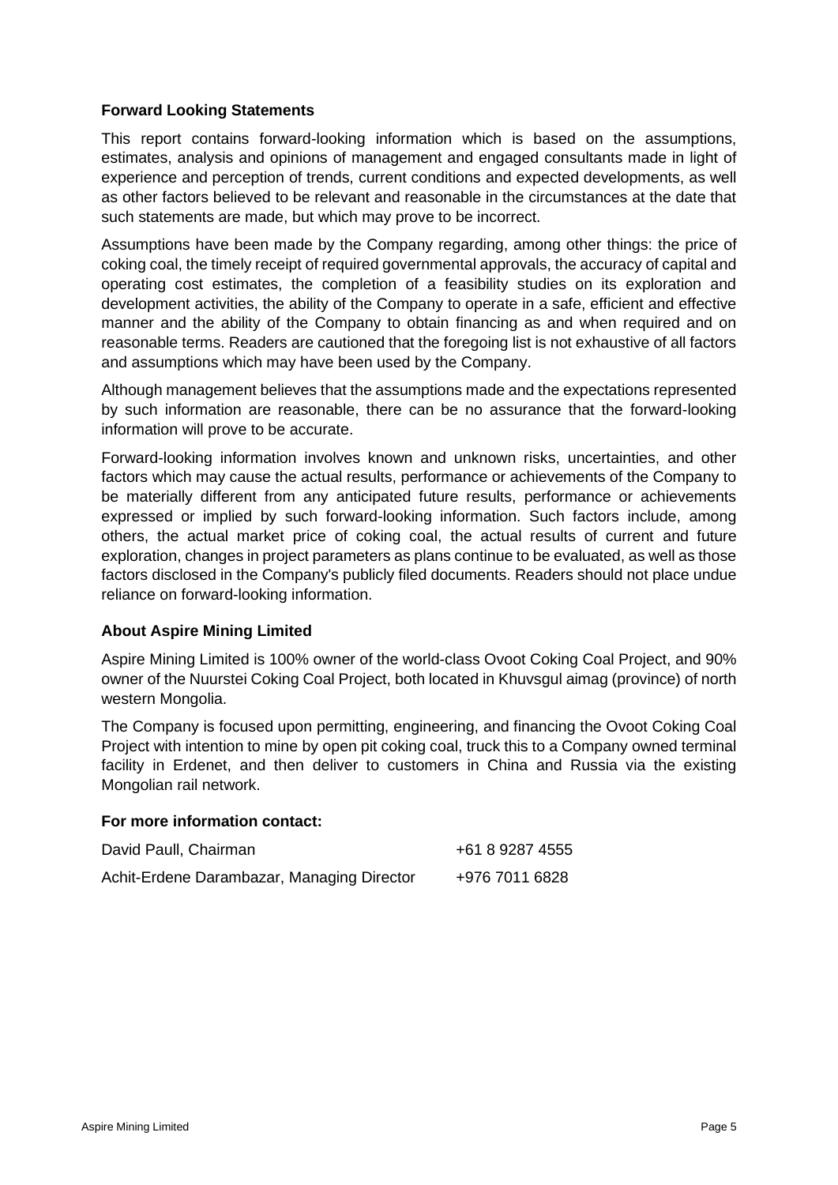**Forward Looking Statements**

This report contains forward-looking information which is based on the assumptions, estimates, analysis and opinions of management and engaged consultants made in light of experience and perception of trends, current conditions and expected developments, as well as other factors believed to be relevant and reasonable in the circumstances at the date that such statements are made, but which may prove to be incorrect.

Assumptions have been made by the Company regarding, among other things: the price of coking coal, the timely receipt of required governmental approvals, the accuracy of capital and operating cost estimates, the completion of a feasibility studies on its exploration and development activities, the ability of the Company to operate in a safe, efficient and effective manner and the ability of the Company to obtain financing as and when required and on reasonable terms. Readers are cautioned that the foregoing list is not exhaustive of all factors and assumptions which may have been used by the Company.

Although management believes that the assumptions made and the expectations represented by such information are reasonable, there can be no assurance that the forward-looking information will prove to be accurate.

Forward-looking information involves known and unknown risks, uncertainties, and other factors which may cause the actual results, performance or achievements of the Company to be materially different from any anticipated future results, performance or achievements expressed or implied by such forward-looking information. Such factors include, among others, the actual market price of coking coal, the actual results of current and future exploration, changes in project parameters as plans continue to be evaluated, as well as those factors disclosed in the Company's publicly filed documents. Readers should not place undue reliance on forward-looking information.

**About Aspire Mining Limited**

Aspire Mining Limited is 100% owner of the world-class Ovoot Coking Coal Project, and 90% owner of the Nuurstei Coking Coal Project, both located in Khuvsgul aimag (province) of north western Mongolia.

The Company is focused upon permitting, engineering, and financing the Ovoot Coking Coal Project with intention to mine by open pit coking coal, truck this to a Company owned terminal facility in Erdenet, and then deliver to customers in China and Russia via the existing Mongolian rail network.

**For more information contact:**

| | |
|---|---|
| David Paull, Chairman | +61 8 9287 4555 |
| Achit-Erdene Darambazar, Managing Director | +976 7011 6828 |